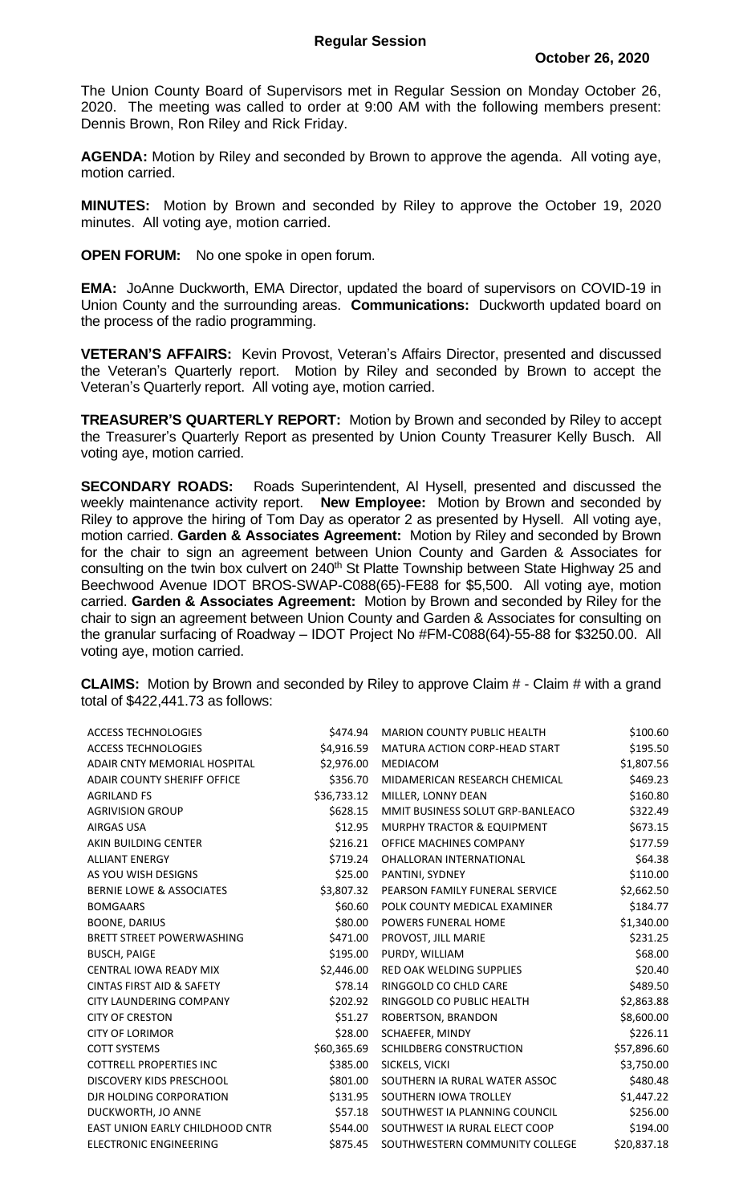# Regular Session

**October 26, 2020**

The Union County Board of Supervisors met in Regular Session on Monday October 26, 2020. The meeting was called to order at 9:00 AM with the following members present: Dennis Brown, Ron Riley and Rick Friday.

**AGENDA:** Motion by Riley and seconded by Brown to approve the agenda. All voting aye, motion carried.

**MINUTES:** Motion by Brown and seconded by Riley to approve the October 19, 2020 minutes. All voting aye, motion carried.

**OPEN FORUM:** No one spoke in open forum.

**EMA:** JoAnne Duckworth, EMA Director, updated the board of supervisors on COVID-19 in Union County and the surrounding areas. **Communications:** Duckworth updated board on the process of the radio programming.

**VETERAN'S AFFAIRS:** Kevin Provost, Veteran's Affairs Director, presented and discussed the Veteran's Quarterly report. Motion by Riley and seconded by Brown to accept the Veteran's Quarterly report. All voting aye, motion carried.

**TREASURER'S QUARTERLY REPORT:** Motion by Brown and seconded by Riley to accept the Treasurer's Quarterly Report as presented by Union County Treasurer Kelly Busch. All voting aye, motion carried.

**SECONDARY ROADS:** Roads Superintendent, Al Hysell, presented and discussed the weekly maintenance activity report. **New Employee:** Motion by Brown and seconded by Riley to approve the hiring of Tom Day as operator 2 as presented by Hysell. All voting aye, motion carried. **Garden & Associates Agreement:** Motion by Riley and seconded by Brown for the chair to sign an agreement between Union County and Garden & Associates for consulting on the twin box culvert on 240th St Platte Township between State Highway 25 and Beechwood Avenue IDOT BROS-SWAP-C088(65)-FE88 for $5,500. All voting aye, motion carried. **Garden & Associates Agreement:** Motion by Brown and seconded by Riley for the chair to sign an agreement between Union County and Garden & Associates for consulting on the granular surfacing of Roadway – IDOT Project No #FM-C088(64)-55-88 for $3250.00. All voting aye, motion carried.

**CLAIMS:** Motion by Brown and seconded by Riley to approve Claim # - Claim # with a grand total of $422,441.73 as follows:

| | | | |
|---|---|---|---|
| ACCESS TECHNOLOGIES | $474.94 | MARION COUNTY PUBLIC HEALTH | $100.60 |
| ACCESS TECHNOLOGIES | $4,916.59 | MATURA ACTION CORP-HEAD START | $195.50 |
| ADAIR CNTY MEMORIAL HOSPITAL | $2,976.00 | MEDIACOM | $1,807.56 |
| ADAIR COUNTY SHERIFF OFFICE | $356.70 | MIDAMERICAN RESEARCH CHEMICAL | $469.23 |
| AGRILAND FS | $36,733.12 | MILLER, LONNY DEAN | $160.80 |
| AGRIVISION GROUP | $628.15 | MMIT BUSINESS SOLUT GRP-BANLEACO | $322.49 |
| AIRGAS USA | $12.95 | MURPHY TRACTOR & EQUIPMENT | $673.15 |
| AKIN BUILDING CENTER | $216.21 | OFFICE MACHINES COMPANY | $177.59 |
| ALLIANT ENERGY | $719.24 | OHALLORAN INTERNATIONAL | $64.38 |
| AS YOU WISH DESIGNS | $25.00 | PANTINI, SYDNEY | $110.00 |
| BERNIE LOWE & ASSOCIATES | $3,807.32 | PEARSON FAMILY FUNERAL SERVICE | $2,662.50 |
| BOMGAARS | $60.60 | POLK COUNTY MEDICAL EXAMINER | $184.77 |
| BOONE, DARIUS | $80.00 | POWERS FUNERAL HOME | $1,340.00 |
| BRETT STREET POWERWASHING | $471.00 | PROVOST, JILL MARIE | $231.25 |
| BUSCH, PAIGE | $195.00 | PURDY, WILLIAM | $68.00 |
| CENTRAL IOWA READY MIX | $2,446.00 | RED OAK WELDING SUPPLIES | $20.40 |
| CINTAS FIRST AID & SAFETY | $78.14 | RINGGOLD CO CHLD CARE | $489.50 |
| CITY LAUNDERING COMPANY | $202.92 | RINGGOLD CO PUBLIC HEALTH | $2,863.88 |
| CITY OF CRESTON | $51.27 | ROBERTSON, BRANDON | $8,600.00 |
| CITY OF LORIMOR | $28.00 | SCHAEFER, MINDY | $226.11 |
| COTT SYSTEMS | $60,365.69 | SCHILDBERG CONSTRUCTION | $57,896.60 |
| COTTRELL PROPERTIES INC | $385.00 | SICKELS, VICKI | $3,750.00 |
| DISCOVERY KIDS PRESCHOOL | $801.00 | SOUTHERN IA RURAL WATER ASSOC | $480.48 |
| DJR HOLDING CORPORATION | $131.95 | SOUTHERN IOWA TROLLEY | $1,447.22 |
| DUCKWORTH, JO ANNE | $57.18 | SOUTHWEST IA PLANNING COUNCIL | $256.00 |
| EAST UNION EARLY CHILDHOOD CNTR | $544.00 | SOUTHWEST IA RURAL ELECT COOP | $194.00 |
| ELECTRONIC ENGINEERING | $875.45 | SOUTHWESTERN COMMUNITY COLLEGE | $20,837.18 |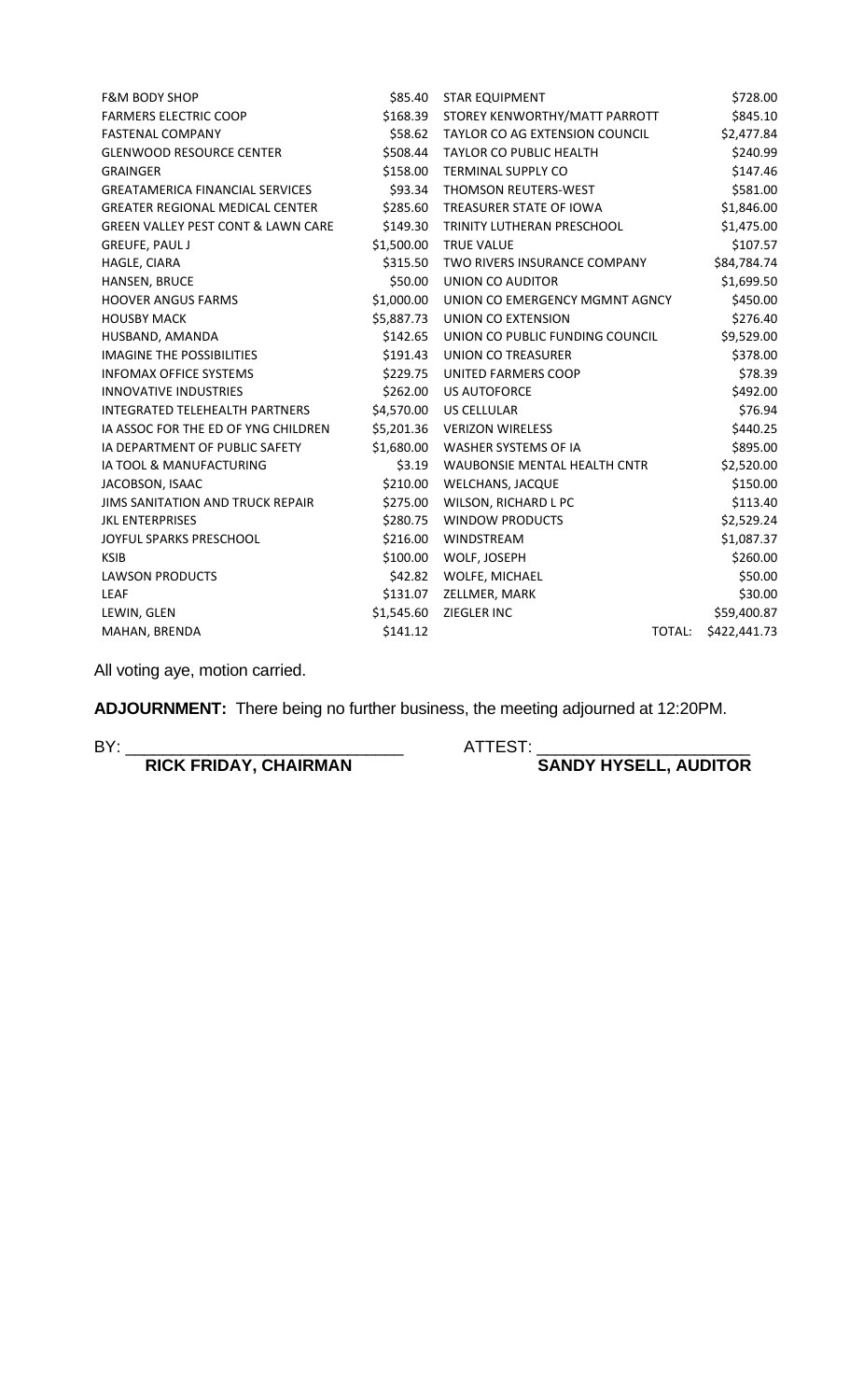| | | | |
|---|---|---|---|
| F&M BODY SHOP | $85.40 | STAR EQUIPMENT | $728.00 |
| FARMERS ELECTRIC COOP | $168.39 | STOREY KENWORTHY/MATT PARROTT | $845.10 |
| FASTENAL COMPANY | $58.62 | TAYLOR CO AG EXTENSION COUNCIL | $2,477.84 |
| GLENWOOD RESOURCE CENTER | $508.44 | TAYLOR CO PUBLIC HEALTH | $240.99 |
| GRAINGER | $158.00 | TERMINAL SUPPLY CO | $147.46 |
| GREATAMERICA FINANCIAL SERVICES | $93.34 | THOMSON REUTERS-WEST | $581.00 |
| GREATER REGIONAL MEDICAL CENTER | $285.60 | TREASURER STATE OF IOWA | $1,846.00 |
| GREEN VALLEY PEST CONT & LAWN CARE | $149.30 | TRINITY LUTHERAN PRESCHOOL | $1,475.00 |
| GREUFE, PAUL J | $1,500.00 | TRUE VALUE | $107.57 |
| HAGLE, CIARA | $315.50 | TWO RIVERS INSURANCE COMPANY | $84,784.74 |
| HANSEN, BRUCE | $50.00 | UNION CO AUDITOR | $1,699.50 |
| HOOVER ANGUS FARMS | $1,000.00 | UNION CO EMERGENCY MGMNT AGNCY | $450.00 |
| HOUSBY MACK | $5,887.73 | UNION CO EXTENSION | $276.40 |
| HUSBAND, AMANDA | $142.65 | UNION CO PUBLIC FUNDING COUNCIL | $9,529.00 |
| IMAGINE THE POSSIBILITIES | $191.43 | UNION CO TREASURER | $378.00 |
| INFOMAX OFFICE SYSTEMS | $229.75 | UNITED FARMERS COOP | $78.39 |
| INNOVATIVE INDUSTRIES | $262.00 | US AUTOFORCE | $492.00 |
| INTEGRATED TELEHEALTH PARTNERS | $4,570.00 | US CELLULAR | $76.94 |
| IA ASSOC FOR THE ED OF YNG CHILDREN | $5,201.36 | VERIZON WIRELESS | $440.25 |
| IA DEPARTMENT OF PUBLIC SAFETY | $1,680.00 | WASHER SYSTEMS OF IA | $895.00 |
| IA TOOL & MANUFACTURING | $3.19 | WAUBONSIE MENTAL HEALTH CNTR | $2,520.00 |
| JACOBSON, ISAAC | $210.00 | WELCHANS, JACQUE | $150.00 |
| JIMS SANITATION AND TRUCK REPAIR | $275.00 | WILSON, RICHARD L PC | $113.40 |
| JKL ENTERPRISES | $280.75 | WINDOW PRODUCTS | $2,529.24 |
| JOYFUL SPARKS PRESCHOOL | $216.00 | WINDSTREAM | $1,087.37 |
| KSIB | $100.00 | WOLF, JOSEPH | $260.00 |
| LAWSON PRODUCTS | $42.82 | WOLFE, MICHAEL | $50.00 |
| LEAF | $131.07 | ZELLMER, MARK | $30.00 |
| LEWIN, GLEN | $1,545.60 | ZIEGLER INC | $59,400.87 |
| MAHAN, BRENDA | $141.12 | TOTAL: | $422,441.73 |

All voting aye, motion carried.

**ADJOURNMENT:** There being no further business, the meeting adjourned at 12:20PM.

BY: _____________________________ ATTEST: ______________________

**RICK FRIDAY, CHAIRMAN** **SANDY HYSELL, AUDITOR**